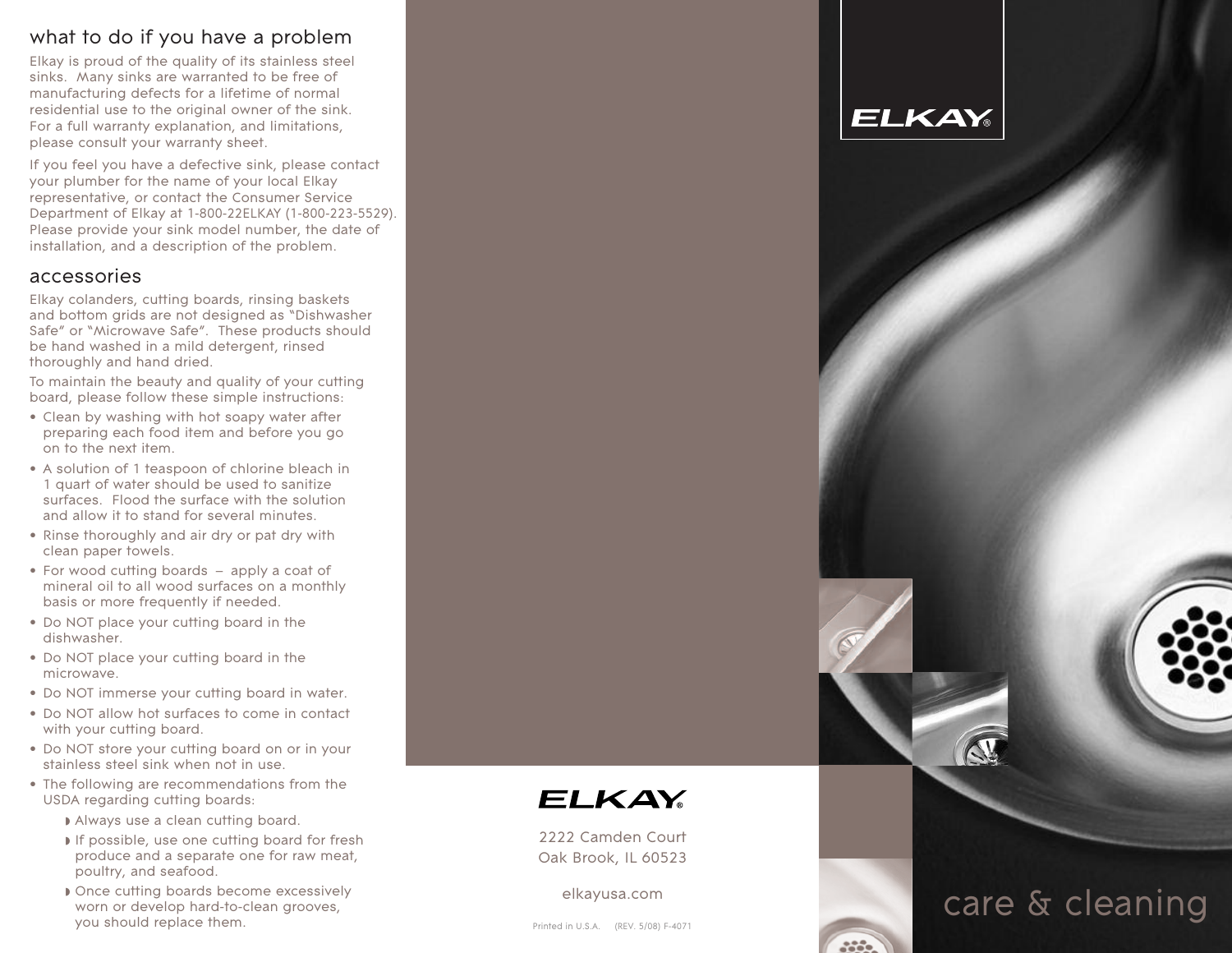## what to do if you have a problem

Elkay is proud of the quality of its stainless steel sinks. Many sinks are warranted to be free of manufacturing defects for a lifetime of normal residential use to the original owner of the sink. For a full warranty explanation, and limitations, please consult your warranty sheet.

If you feel you have a defective sink, please contact your plumber for the name of your local Elkay representative, or contact the Consumer Service Department of Elkay at 1-800-22ELKAY (1-800-223-5529). Please provide your sink model number, the date of installation, and a description of the problem.

## accessories

Elkay colanders, cutting boards, rinsing baskets and bottom grids are not designed as "Dishwasher Safe" or "Microwave Safe". These products should be hand washed in a mild detergent, rinsed thoroughly and hand dried.

To maintain the beauty and quality of your cutting board, please follow these simple instructions:

- Clean by washing with hot soapy water after preparing each food item and before you go on to the next item.
- A solution of 1 teaspoon of chlorine bleach in 1 quart of water should be used to sanitize surfaces. Flood the surface with the solution and allow it to stand for several minutes.
- Rinse thoroughly and air dry or pat dry with clean paper towels.
- For wood cutting boards – apply a coat of mineral oil to all wood surfaces on a monthly basis or more frequently if needed.
- Do NOT place your cutting board in the dishwasher.
- Do NOT place your cutting board in the microwave.
- Do NOT immerse your cutting board in water.
- Do NOT allow hot surfaces to come in contact with your cutting board.
- Do NOT store your cutting board on or in your stainless steel sink when not in use.
- The following are recommendations from the USDA regarding cutting boards:
  - Always use a clean cutting board.
  - If possible, use one cutting board for fresh produce and a separate one for raw meat, poultry, and seafood.
  - Once cutting boards become excessively worn or develop hard-to-clean grooves, you should replace them.

ELKAY®

2222 Camden Court
Oak Brook, IL 60523

elkayusa.com

Printed in U.S.A. (REV. 5/08) F-4071

ELKAY®

# care & cleaning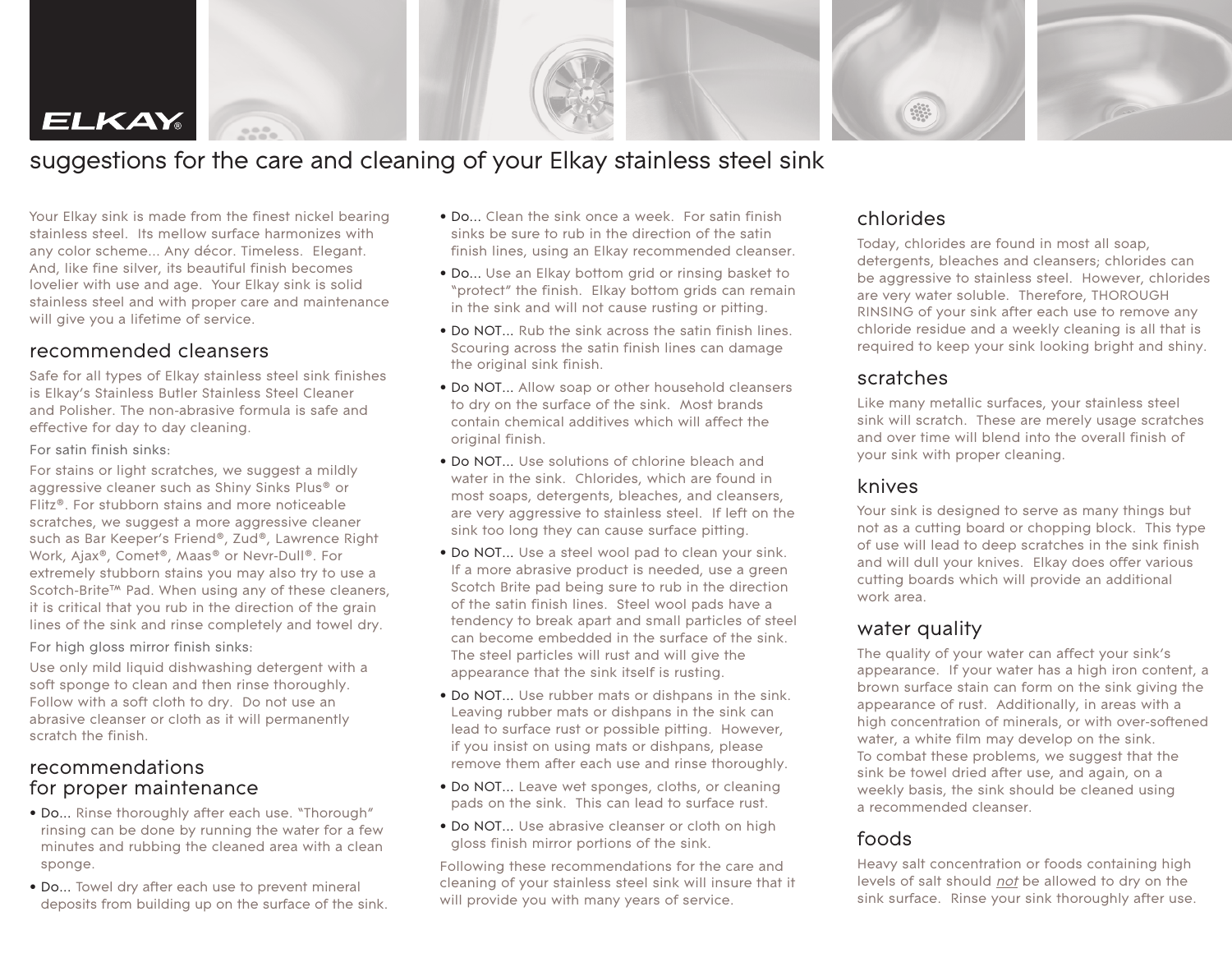ELKAY®

# suggestions for the care and cleaning of your Elkay stainless steel sink

Your Elkay sink is made from the finest nickel bearing stainless steel. Its mellow surface harmonizes with any color scheme... Any décor. Timeless. Elegant. And, like fine silver, its beautiful finish becomes lovelier with use and age. Your Elkay sink is solid stainless steel and with proper care and maintenance will give you a lifetime of service.

## recommended cleansers

Safe for all types of Elkay stainless steel sink finishes is Elkay's Stainless Butler Stainless Steel Cleaner and Polisher. The non-abrasive formula is safe and effective for day to day cleaning.

For satin finish sinks:

For stains or light scratches, we suggest a mildly aggressive cleaner such as Shiny Sinks Plus® or Flitz®. For stubborn stains and more noticeable scratches, we suggest a more aggressive cleaner such as Bar Keeper's Friend®, Zud®, Lawrence Right Work, Ajax®, Comet®, Maas® or Nevr-Dull®. For extremely stubborn stains you may also try to use a Scotch-Brite™ Pad. When using any of these cleaners, it is critical that you rub in the direction of the grain lines of the sink and rinse completely and towel dry.

For high gloss mirror finish sinks:

Use only mild liquid dishwashing detergent with a soft sponge to clean and then rinse thoroughly. Follow with a soft cloth to dry. Do not use an abrasive cleanser or cloth as it will permanently scratch the finish.

## recommendations for proper maintenance

- Do... Rinse thoroughly after each use. "Thorough" rinsing can be done by running the water for a few minutes and rubbing the cleaned area with a clean sponge.
- Do... Towel dry after each use to prevent mineral deposits from building up on the surface of the sink.
- Do... Clean the sink once a week. For satin finish sinks be sure to rub in the direction of the satin finish lines, using an Elkay recommended cleanser.
- Do... Use an Elkay bottom grid or rinsing basket to "protect" the finish. Elkay bottom grids can remain in the sink and will not cause rusting or pitting.
- Do NOT... Rub the sink across the satin finish lines. Scouring across the satin finish lines can damage the original sink finish.
- Do NOT... Allow soap or other household cleansers to dry on the surface of the sink. Most brands contain chemical additives which will affect the original finish.
- Do NOT... Use solutions of chlorine bleach and water in the sink. Chlorides, which are found in most soaps, detergents, bleaches, and cleansers, are very aggressive to stainless steel. If left on the sink too long they can cause surface pitting.
- Do NOT... Use a steel wool pad to clean your sink. If a more abrasive product is needed, use a green Scotch Brite pad being sure to rub in the direction of the satin finish lines. Steel wool pads have a tendency to break apart and small particles of steel can become embedded in the surface of the sink. The steel particles will rust and will give the appearance that the sink itself is rusting.
- Do NOT... Use rubber mats or dishpans in the sink. Leaving rubber mats or dishpans in the sink can lead to surface rust or possible pitting. However, if you insist on using mats or dishpans, please remove them after each use and rinse thoroughly.
- Do NOT... Leave wet sponges, cloths, or cleaning pads on the sink. This can lead to surface rust.
- Do NOT... Use abrasive cleanser or cloth on high gloss finish mirror portions of the sink.

Following these recommendations for the care and cleaning of your stainless steel sink will insure that it will provide you with many years of service.

## chlorides

Today, chlorides are found in most all soap, detergents, bleaches and cleansers; chlorides can be aggressive to stainless steel. However, chlorides are very water soluble. Therefore, THOROUGH RINSING of your sink after each use to remove any chloride residue and a weekly cleaning is all that is required to keep your sink looking bright and shiny.

## scratches

Like many metallic surfaces, your stainless steel sink will scratch. These are merely usage scratches and over time will blend into the overall finish of your sink with proper cleaning.

## knives

Your sink is designed to serve as many things but not as a cutting board or chopping block. This type of use will lead to deep scratches in the sink finish and will dull your knives. Elkay does offer various cutting boards which will provide an additional work area.

## water quality

The quality of your water can affect your sink's appearance. If your water has a high iron content, a brown surface stain can form on the sink giving the appearance of rust. Additionally, in areas with a high concentration of minerals, or with over-softened water, a white film may develop on the sink.
To combat these problems, we suggest that the sink be towel dried after use, and again, on a weekly basis, the sink should be cleaned using a recommended cleanser.

## foods

Heavy salt concentration or foods containing high levels of salt should *not* be allowed to dry on the sink surface. Rinse your sink thoroughly after use.